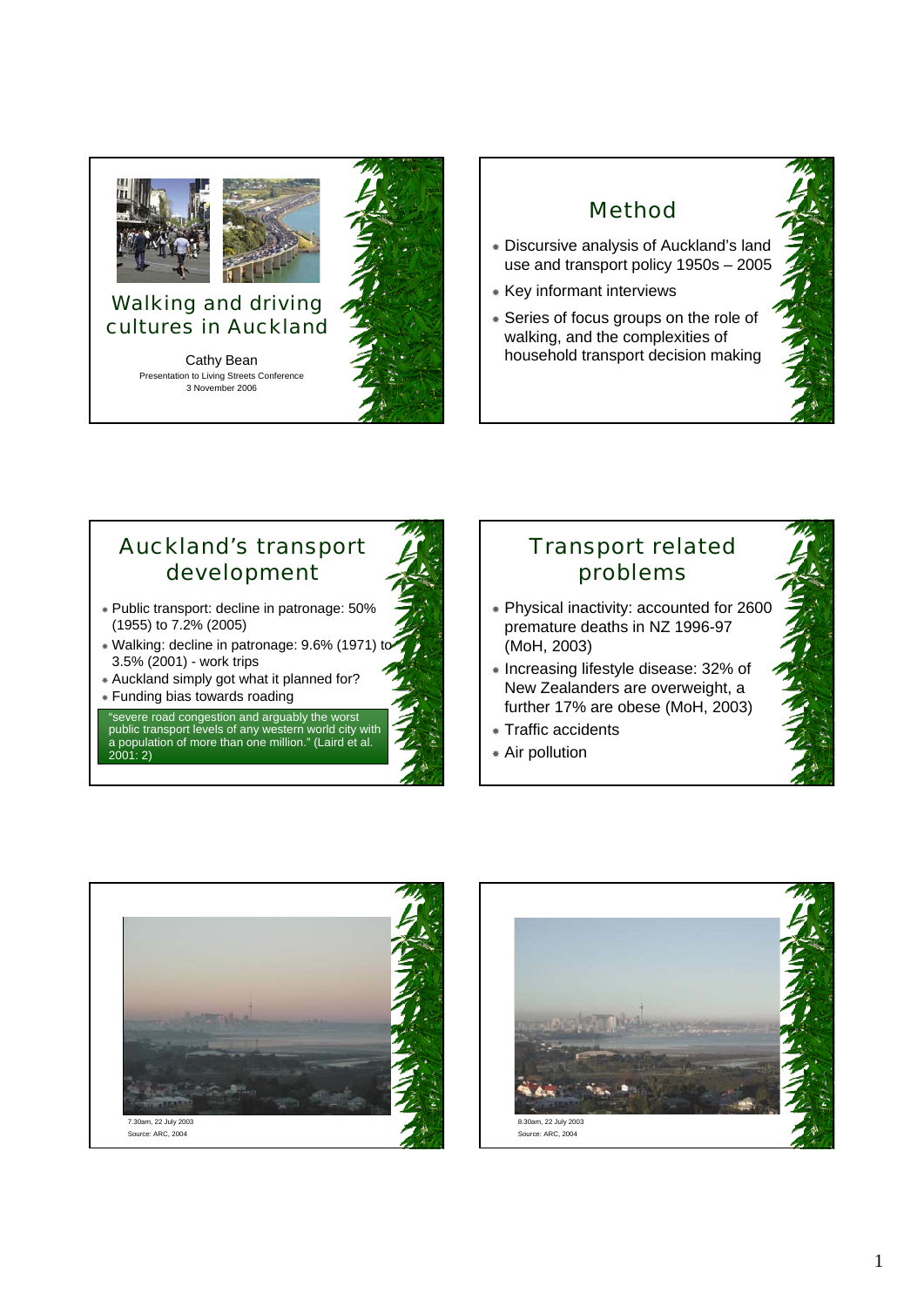# Walking and driving cultures in Auckland

Cathy Bean

Presentation to Living Streets Conference

3 November 2006

## Method

- Discursive analysis of Auckland's land use and transport policy 1950s – 2005
- Key informant interviews
- Series of focus groups on the role of walking, and the complexities of household transport decision making

## Auckland's transport development

- Public transport: decline in patronage: 50% (1955) to 7.2% (2005)
- Walking: decline in patronage: 9.6% (1971) to 3.5% (2001) - work trips
- Auckland simply got what it planned for?
- Funding bias towards roading

"severe road congestion and arguably the worst public transport levels of any western world city with a population of more than one million." (Laird et al. 2001: 2)

## Transport related problems

- Physical inactivity: accounted for 2600 premature deaths in NZ 1996-97 (MoH, 2003)
- Increasing lifestyle disease: 32% of New Zealanders are overweight, a further 17% are obese (MoH, 2003)
- Traffic accidents
- Air pollution

7.30am, 22 July 2003

Source: ARC, 2004

8.30am, 22 July 2003

Source: ARC, 2004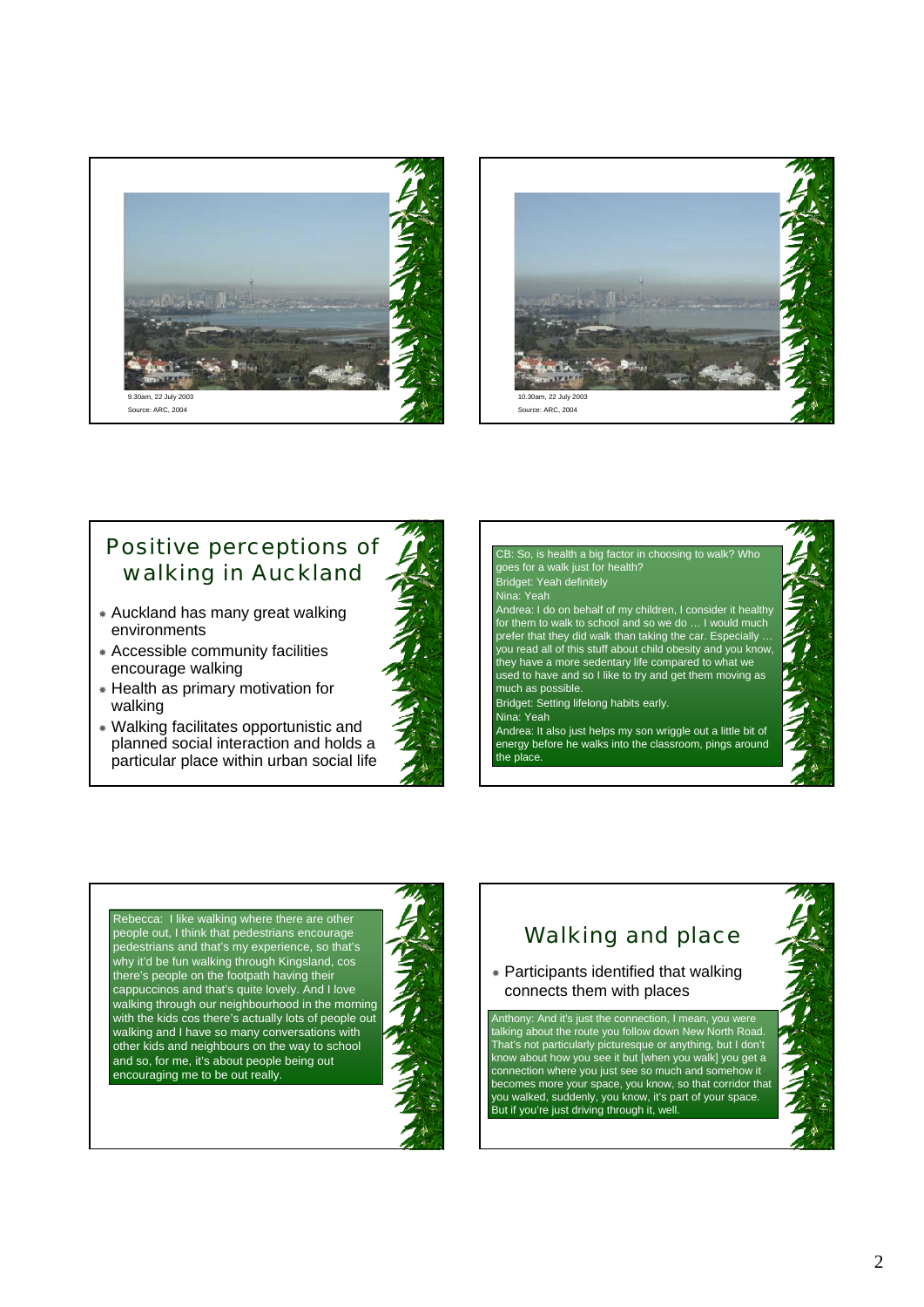9.30am, 22 July 2003

Source: ARC, 2004

10.30am, 22 July 2003

Source: ARC, 2004

## Positive perceptions of walking in Auckland

- Auckland has many great walking environments
- Accessible community facilities encourage walking
- Health as primary motivation for walking
- Walking facilitates opportunistic and planned social interaction and holds a particular place within urban social life

CB: So, is health a big factor in choosing to walk? Who goes for a walk just for health?
Bridget: Yeah definitely
Nina: Yeah
Andrea: I do on behalf of my children, I consider it healthy for them to walk to school and so we do … I would much prefer that they did walk than taking the car. Especially … you read all of this stuff about child obesity and you know, they have a more sedentary life compared to what we used to have and so I like to try and get them moving as much as possible.
Bridget: Setting lifelong habits early.
Nina: Yeah
Andrea: It also just helps my son wriggle out a little bit of energy before he walks into the classroom, pings around the place.

Rebecca: I like walking where there are other people out, I think that pedestrians encourage pedestrians and that's my experience, so that's why it'd be fun walking through Kingsland, cos there's people on the footpath having their cappuccinos and that's quite lovely. And I love walking through our neighbourhood in the morning with the kids cos there's actually lots of people out walking and I have so many conversations with other kids and neighbours on the way to school and so, for me, it's about people being out encouraging me to be out really.

## Walking and place

- Participants identified that walking connects them with places

Anthony: And it's just the connection, I mean, you were talking about the route you follow down New North Road. That's not particularly picturesque or anything, but I don't know about how you see it but [when you walk] you get a connection where you just see so much and somehow it becomes more your space, you know, so that corridor that you walked, suddenly, you know, it's part of your space. But if you're just driving through it, well.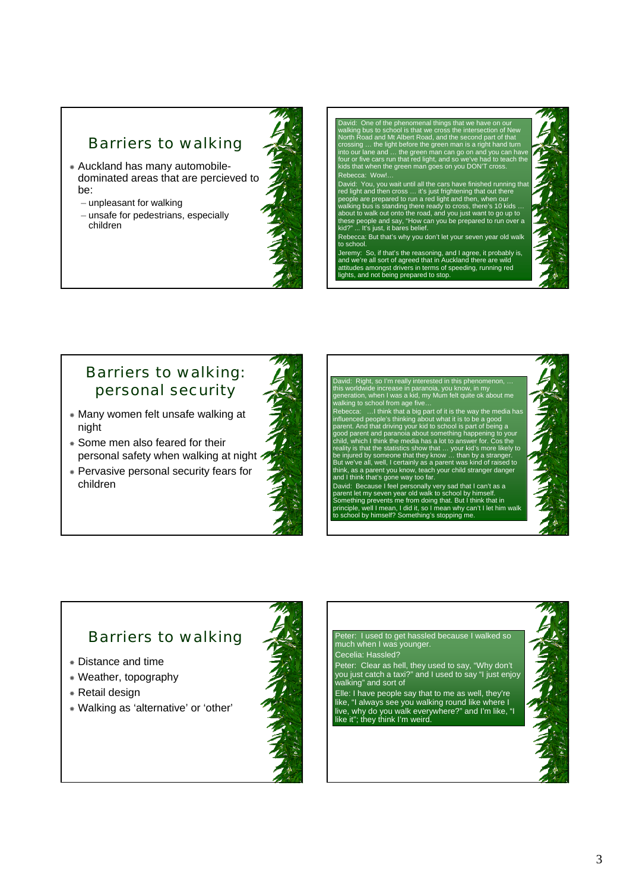## Barriers to walking

- Auckland has many automobile-dominated areas that are percieved to be:
  - unpleasant for walking
  - unsafe for pedestrians, especially children

David: One of the phenomenal things that we have on our walking bus to school is that we cross the intersection of New North Road and Mt Albert Road, and the second part of that crossing … the light before the green man is a right hand turn into our lane and … the green man can go on and you can have four or five cars run that red light, and so we've had to teach the kids that when the green man goes on you DON'T cross.

Rebecca: Wow!…

David: You, you wait until all the cars have finished running that red light and then cross … it's just frightening that out there people are prepared to run a red light and then, when our walking bus is standing there ready to cross, there's 10 kids … about to walk out onto the road, and you just want to go up to these people and say, "How can you be prepared to run over a kid?" ... It's just, it bares belief.

Rebecca: But that's why you don't let your seven year old walk to school.

Jeremy: So, if that's the reasoning, and I agree, it probably is, and we're all sort of agreed that in Auckland there are wild attitudes amongst drivers in terms of speeding, running red lights, and not being prepared to stop.

## Barriers to walking: personal security

- Many women felt unsafe walking at night
- Some men also feared for their personal safety when walking at night
- Pervasive personal security fears for children

David: Right, so I'm really interested in this phenomenon, … this worldwide increase in paranoia, you know, in my generation, when I was a kid, my Mum felt quite ok about me walking to school from age five…

Rebecca: …I think that a big part of it is the way the media has influenced people's thinking about what it is to be a good parent. And that driving your kid to school is part of being a good parent and paranoia about something happening to your child, which I think the media has a lot to answer for. Cos the reality is that the statistics show that … your kid's more likely to be injured by someone that they know … than by a stranger. But we've all, well, I certainly as a parent was kind of raised to think, as a parent you know, teach your child stranger danger and I think that's gone way too far.

David: Because I feel personally very sad that I can't as a parent let my seven year old walk to school by himself. Something prevents me from doing that. But I think that in principle, well I mean, I did it, so I mean why can't I let him walk to school by himself? Something's stopping me.

## Barriers to walking

- Distance and time
- Weather, topography
- Retail design
- Walking as 'alternative' or 'other'

Peter: I used to get hassled because I walked so much when I was younger.

Cecelia: Hassled?

Peter: Clear as hell, they used to say, "Why don't you just catch a taxi?" and I used to say "I just enjoy walking" and sort of

Elle: I have people say that to me as well, they're like, "I always see you walking round like where I live, why do you walk everywhere?" and I'm like, "I like it"; they think I'm weird.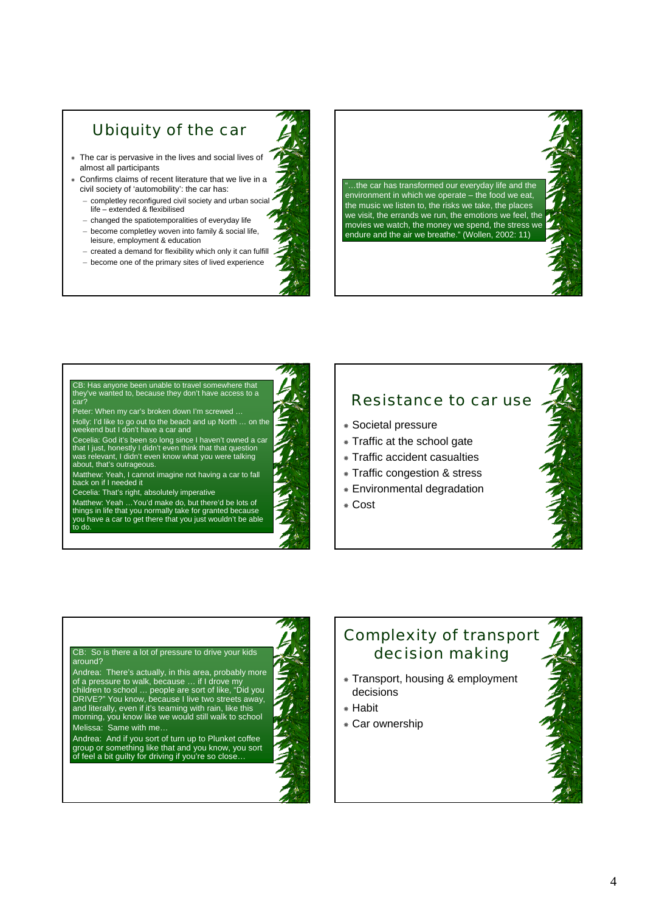## Ubiquity of the car

- The car is pervasive in the lives and social lives of almost all participants
- Confirms claims of recent literature that we live in a civil society of 'automobility': the car has:
  - completley reconfigured civil society and urban social life – extended & flexibilised
  - changed the spatiotemporalities of everyday life
  - become completley woven into family & social life, leisure, employment & education
  - created a demand for flexibility which only it can fulfill
  - become one of the primary sites of lived experience

"…the car has transformed our everyday life and the environment in which we operate – the food we eat, the music we listen to, the risks we take, the places we visit, the errands we run, the emotions we feel, the movies we watch, the money we spend, the stress we endure and the air we breathe." (Wollen, 2002: 11)

CB: Has anyone been unable to travel somewhere that they've wanted to, because they don't have access to a car?

Peter: When my car's broken down I'm screwed …

Holly: I'd like to go out to the beach and up North … on the weekend but I don't have a car and

Cecelia: God it's been so long since I haven't owned a car that I just, honestly I didn't even think that that question was relevant, I didn't even know what you were talking about, that's outrageous.

Matthew: Yeah, I cannot imagine not having a car to fall back on if I needed it

Cecelia: That's right, absolutely imperative

Matthew: Yeah …You'd make do, but there'd be lots of things in life that you normally take for granted because you have a car to get there that you just wouldn't be able to do.

## Resistance to car use

- Societal pressure
- Traffic at the school gate
- Traffic accident casualties
- Traffic congestion & stress
- Environmental degradation
- Cost

CB: So is there a lot of pressure to drive your kids around?

Andrea: There's actually, in this area, probably more of a pressure to walk, because … if I drove my children to school … people are sort of like, "Did you DRIVE?" You know, because I live two streets away, and literally, even if it's teaming with rain, like this morning, you know like we would still walk to school

Melissa: Same with me…

Andrea: And if you sort of turn up to Plunket coffee group or something like that and you know, you sort of feel a bit guilty for driving if you're so close…

## Complexity of transport decision making

- Transport, housing & employment decisions
- Habit
- Car ownership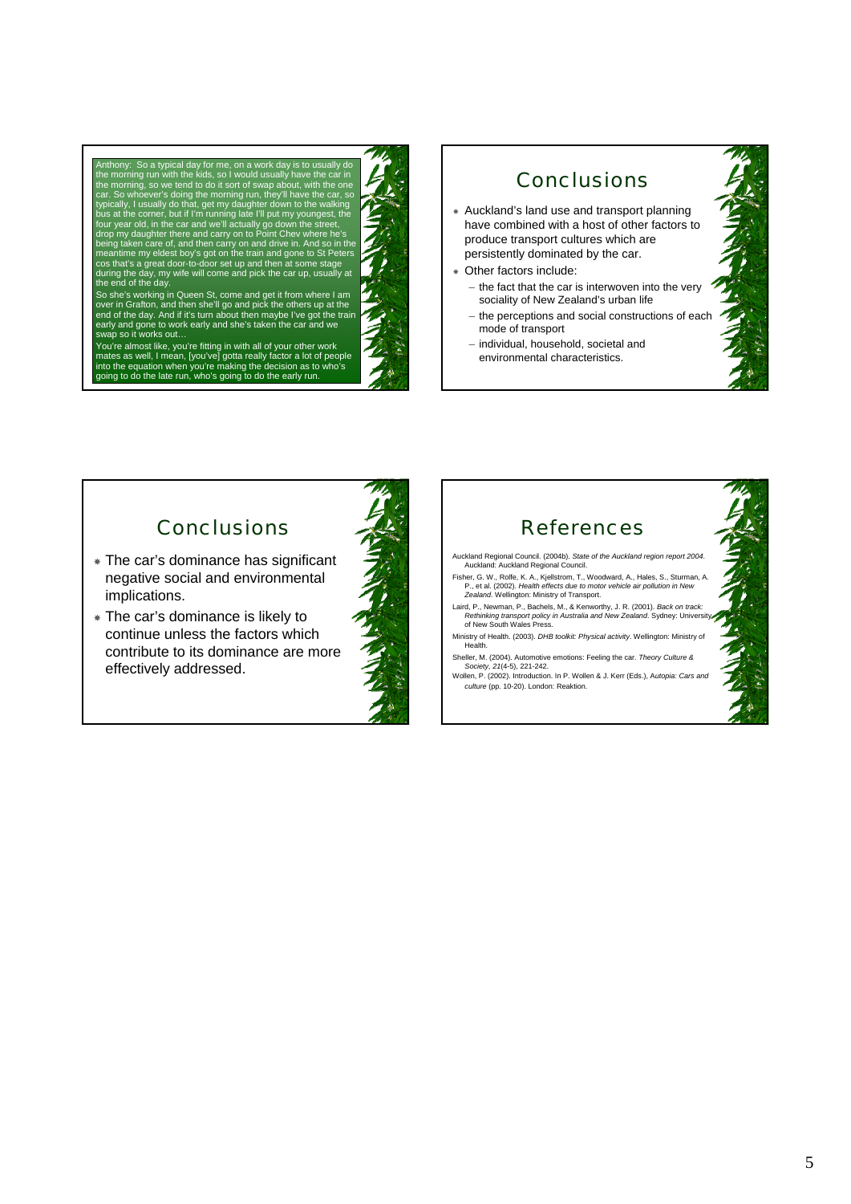Anthony: So a typical day for me, on a work day is to usually do the morning run with the kids, so I would usually have the car in the morning, so we tend to do it sort of swap about, with the one car. So whoever's doing the morning run, they'll have the car, so typically, I usually do that, get my daughter down to the walking bus at the corner, but if I'm running late I'll put my youngest, the four year old, in the car and we'll actually go down the street, drop my daughter there and carry on to Point Chev where he's being taken care of, and then carry on and drive in. And so in the meantime my eldest boy's got on the train and gone to St Peters cos that's a great door-to-door set up and then at some stage during the day, my wife will come and pick the car up, usually at the end of the day.

So she's working in Queen St, come and get it from where I am over in Grafton, and then she'll go and pick the others up at the end of the day. And if it's turn about then maybe I've got the train early and gone to work early and she's taken the car and we swap so it works out…

You're almost like, you're fitting in with all of your other work mates as well, I mean, [you've] gotta really factor a lot of people into the equation when you're making the decision as to who's going to do the late run, who's going to do the early run.

## Conclusions

- Auckland's land use and transport planning have combined with a host of other factors to produce transport cultures which are persistently dominated by the car.
- Other factors include:
  - the fact that the car is interwoven into the very sociality of New Zealand's urban life
  - the perceptions and social constructions of each mode of transport
  - individual, household, societal and environmental characteristics.

## Conclusions

- The car's dominance has significant negative social and environmental implications.
- The car's dominance is likely to continue unless the factors which contribute to its dominance are more effectively addressed.

## References

Auckland Regional Council. (2004b). *State of the Auckland region report 2004*. Auckland: Auckland Regional Council.

Fisher, G. W., Rolfe, K. A., Kjellstrom, T., Woodward, A., Hales, S., Sturman, A. P., et al. (2002). *Health effects due to motor vehicle air pollution in New Zealand*. Wellington: Ministry of Transport.

Laird, P., Newman, P., Bachels, M., & Kenworthy, J. R. (2001). *Back on track: Rethinking transport policy in Australia and New Zealand*. Sydney: University of New South Wales Press.

Ministry of Health. (2003). *DHB toolkit: Physical activity*. Wellington: Ministry of Health.

Sheller, M. (2004). Automotive emotions: Feeling the car. *Theory Culture & Society, 21*(4-5), 221-242.

Wollen, P. (2002). Introduction. In P. Wollen & J. Kerr (Eds.), *Autopia: Cars and culture* (pp. 10-20). London: Reaktion.